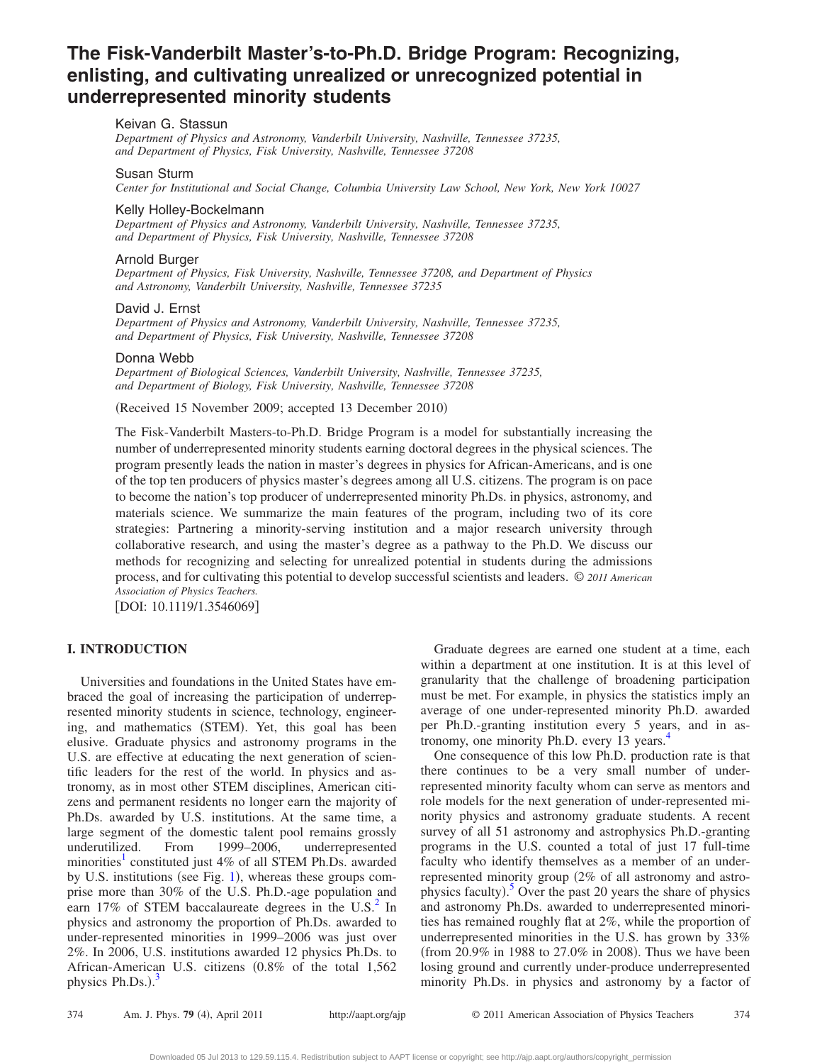# The Fisk-Vanderbilt Master's-to-Ph.D. Bridge Program: Recognizing, enlisting, and cultivating unrealized or unrecognized potential in underrepresented minority students

Keivan G. Stassun

*Department of Physics and Astronomy, Vanderbilt University, Nashville, Tennessee 37235, and Department of Physics, Fisk University, Nashville, Tennessee 37208*

Susan Sturm

*Center for Institutional and Social Change, Columbia University Law School, New York, New York 10027*

Kelly Holley-Bockelmann

*Department of Physics and Astronomy, Vanderbilt University, Nashville, Tennessee 37235, and Department of Physics, Fisk University, Nashville, Tennessee 37208*

Arnold Burger

*Department of Physics, Fisk University, Nashville, Tennessee 37208, and Department of Physics and Astronomy, Vanderbilt University, Nashville, Tennessee 37235*

David J. Ernst

*Department of Physics and Astronomy, Vanderbilt University, Nashville, Tennessee 37235, and Department of Physics, Fisk University, Nashville, Tennessee 37208*

Donna Webb

*Department of Biological Sciences, Vanderbilt University, Nashville, Tennessee 37235, and Department of Biology, Fisk University, Nashville, Tennessee 37208*

(Received 15 November 2009; accepted 13 December 2010)

The Fisk-Vanderbilt Masters-to-Ph.D. Bridge Program is a model for substantially increasing the number of underrepresented minority students earning doctoral degrees in the physical sciences. The program presently leads the nation in master's degrees in physics for African-Americans, and is one of the top ten producers of physics master's degrees among all U.S. citizens. The program is on pace to become the nation's top producer of underrepresented minority Ph.Ds. in physics, astronomy, and materials science. We summarize the main features of the program, including two of its core strategies: Partnering a minority-serving institution and a major research university through collaborative research, and using the master's degree as a pathway to the Ph.D. We discuss our methods for recognizing and selecting for unrealized potential in students during the admissions process, and for cultivating this potential to develop successful scientists and leaders. © *2011 American Association of Physics Teachers.*

[DOI: 10.1119/1.3546069]

## I. INTRODUCTION

Universities and foundations in the United States have embraced the goal of increasing the participation of underrepresented minority students in science, technology, engineering, and mathematics (STEM). Yet, this goal has been elusive. Graduate physics and astronomy programs in the U.S. are effective at educating the next generation of scientific leaders for the rest of the world. In physics and astronomy, as in most other STEM disciplines, American citizens and permanent residents no longer earn the majority of Ph.Ds. awarded by U.S. institutions. At the same time, a large segment of the domestic talent pool remains grossly underutilized. From 1999–2006, underrepresented minorities[1] constituted just 4% of all STEM Ph.Ds. awarded by U.S. institutions (see Fig. 1), whereas these groups comprise more than 30% of the U.S. Ph.D.-age population and earn 17% of STEM baccalaureate degrees in the U.S.[2] In physics and astronomy the proportion of Ph.Ds. awarded to under-represented minorities in 1999–2006 was just over 2%. In 2006, U.S. institutions awarded 12 physics Ph.Ds. to African-American U.S. citizens (0.8% of the total 1,562 physics Ph.Ds.).[3]

Graduate degrees are earned one student at a time, each within a department at one institution. It is at this level of granularity that the challenge of broadening participation must be met. For example, in physics the statistics imply an average of one under-represented minority Ph.D. awarded per Ph.D.-granting institution every 5 years, and in astronomy, one minority Ph.D. every 13 years.[4]

One consequence of this low Ph.D. production rate is that there continues to be a very small number of underrepresented minority faculty whom can serve as mentors and role models for the next generation of under-represented minority physics and astronomy graduate students. A recent survey of all 51 astronomy and astrophysics Ph.D.-granting programs in the U.S. counted a total of just 17 full-time faculty who identify themselves as a member of an underrepresented minority group (2% of all astronomy and astrophysics faculty).[5] Over the past 20 years the share of physics and astronomy Ph.Ds. awarded to underrepresented minorities has remained roughly flat at 2%, while the proportion of underrepresented minorities in the U.S. has grown by 33% (from 20.9% in 1988 to 27.0% in 2008). Thus we have been losing ground and currently under-produce underrepresented minority Ph.Ds. in physics and astronomy by a factor of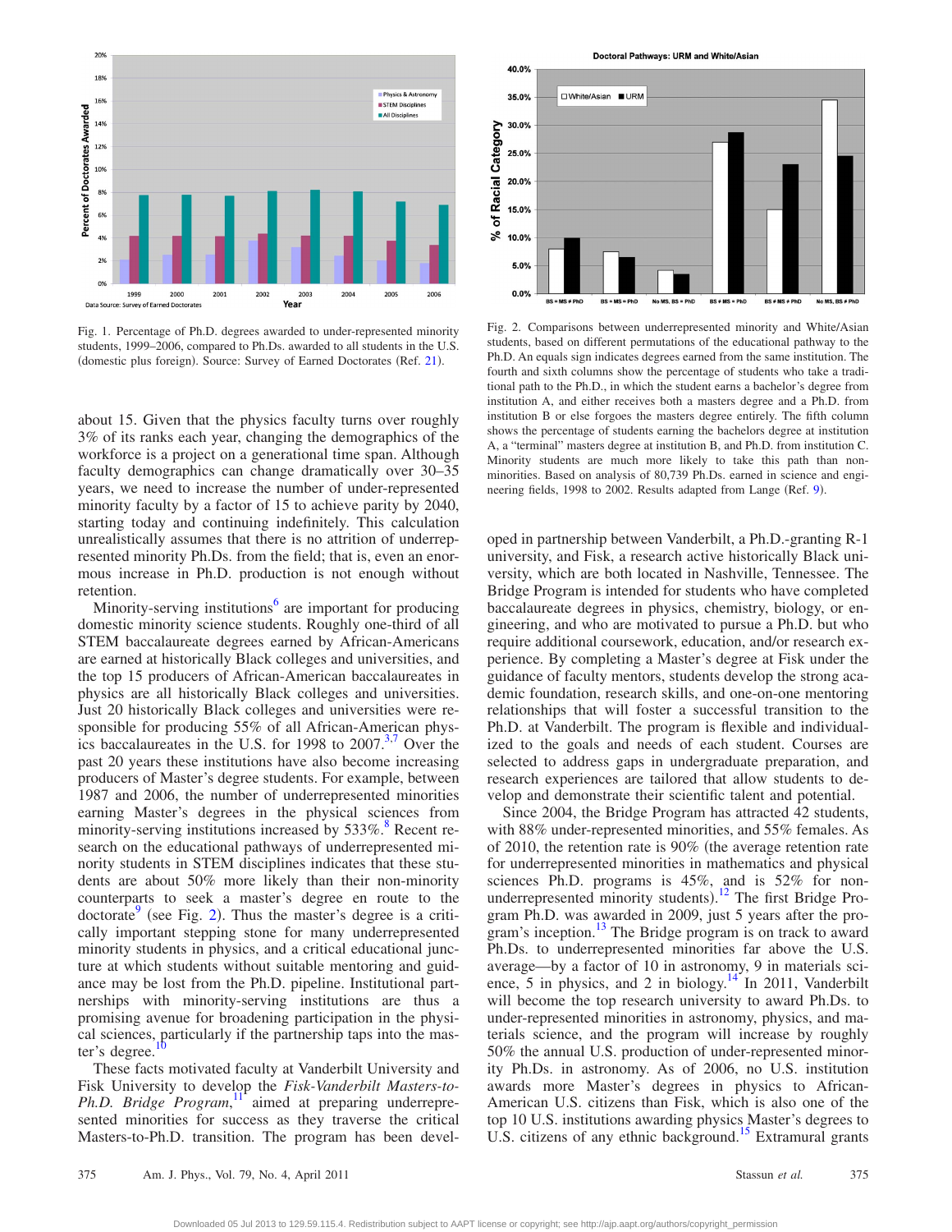Fig. 1. Percentage of Ph.D. degrees awarded to under-represented minority students, 1999–2006, compared to Ph.Ds. awarded to all students in the U.S. (domestic plus foreign). Source: Survey of Earned Doctorates (Ref. 21).

Fig. 2. Comparisons between underrepresented minority and White/Asian students, based on different permutations of the educational pathway to the Ph.D. An equals sign indicates degrees earned from the same institution. The fourth and sixth columns show the percentage of students who take a traditional path to the Ph.D., in which the student earns a bachelor's degree from institution A, and either receives both a masters degree and a Ph.D. from institution B or else forgoes the masters degree entirely. The fifth column shows the percentage of students earning the bachelors degree at institution A, a "terminal" masters degree at institution B, and Ph.D. from institution C. Minority students are much more likely to take this path than nonminorities. Based on analysis of 80,739 Ph.Ds. earned in science and engineering fields, 1998 to 2002. Results adapted from Lange (Ref. 9).

about 15. Given that the physics faculty turns over roughly 3% of its ranks each year, changing the demographics of the workforce is a project on a generational time span. Although faculty demographics can change dramatically over 30–35 years, we need to increase the number of under-represented minority faculty by a factor of 15 to achieve parity by 2040, starting today and continuing indefinitely. This calculation unrealistically assumes that there is no attrition of underrepresented minority Ph.Ds. from the field; that is, even an enormous increase in Ph.D. production is not enough without retention.

Minority-serving institutions[6] are important for producing domestic minority science students. Roughly one-third of all STEM baccalaureate degrees earned by African-Americans are earned at historically Black colleges and universities, and the top 15 producers of African-American baccalaureates in physics are all historically Black colleges and universities. Just 20 historically Black colleges and universities were responsible for producing 55% of all African-American physics baccalaureates in the U.S. for 1998 to 2007.[3,7] Over the past 20 years these institutions have also become increasing producers of Master's degree students. For example, between 1987 and 2006, the number of underrepresented minorities earning Master's degrees in the physical sciences from minority-serving institutions increased by 533%.[8] Recent research on the educational pathways of underrepresented minority students in STEM disciplines indicates that these students are about 50% more likely than their non-minority counterparts to seek a master's degree en route to the doctorate[9] (see Fig. 2). Thus the master's degree is a critically important stepping stone for many underrepresented minority students in physics, and a critical educational juncture at which students without suitable mentoring and guidance may be lost from the Ph.D. pipeline. Institutional partnerships with minority-serving institutions are thus a promising avenue for broadening participation in the physical sciences, particularly if the partnership taps into the master's degree.[10]

These facts motivated faculty at Vanderbilt University and Fisk University to develop the *Fisk-Vanderbilt Masters-to-Ph.D. Bridge Program*,[11] aimed at preparing underrepresented minorities for success as they traverse the critical Masters-to-Ph.D. transition. The program has been developed in partnership between Vanderbilt, a Ph.D.-granting R-1 university, and Fisk, a research active historically Black university, which are both located in Nashville, Tennessee. The Bridge Program is intended for students who have completed baccalaureate degrees in physics, chemistry, biology, or engineering, and who are motivated to pursue a Ph.D. but who require additional coursework, education, and/or research experience. By completing a Master's degree at Fisk under the guidance of faculty mentors, students develop the strong academic foundation, research skills, and one-on-one mentoring relationships that will foster a successful transition to the Ph.D. at Vanderbilt. The program is flexible and individualized to the goals and needs of each student. Courses are selected to address gaps in undergraduate preparation, and research experiences are tailored that allow students to develop and demonstrate their scientific talent and potential.

Since 2004, the Bridge Program has attracted 42 students, with 88% under-represented minorities, and 55% females. As of 2010, the retention rate is 90% (the average retention rate for underrepresented minorities in mathematics and physical sciences Ph.D. programs is 45%, and is 52% for non-underrepresented minority students).[12] The first Bridge Program Ph.D. was awarded in 2009, just 5 years after the program's inception.[13] The Bridge program is on track to award Ph.Ds. to underrepresented minorities far above the U.S. average—by a factor of 10 in astronomy, 9 in materials science, 5 in physics, and 2 in biology.[14] In 2011, Vanderbilt will become the top research university to award Ph.Ds. to under-represented minorities in astronomy, physics, and materials science, and the program will increase by roughly 50% the annual U.S. production of under-represented minority Ph.Ds. in astronomy. As of 2006, no U.S. institution awards more Master's degrees in physics to African-American U.S. citizens than Fisk, which is also one of the top 10 U.S. institutions awarding physics Master's degrees to U.S. citizens of any ethnic background.[15] Extramural grants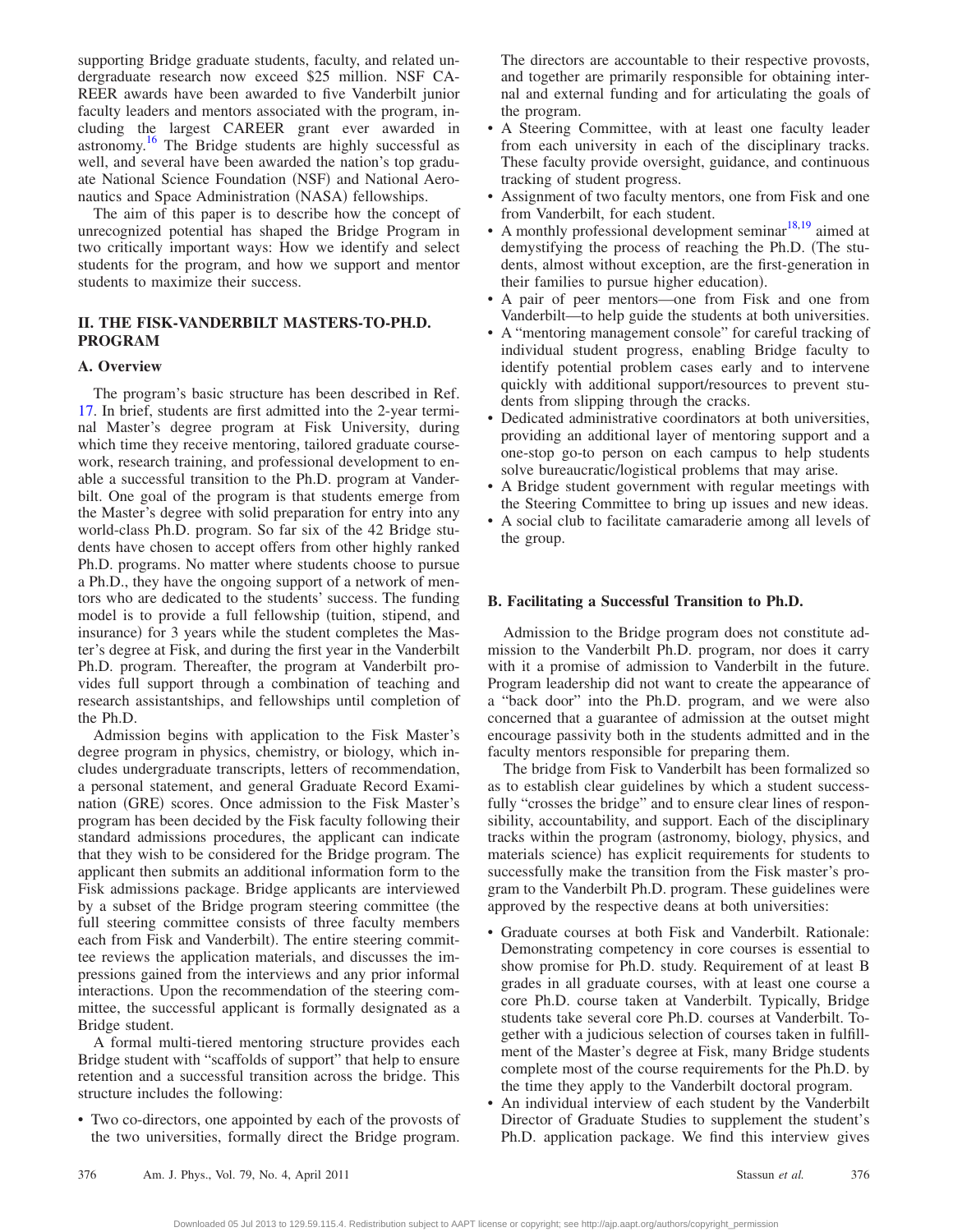supporting Bridge graduate students, faculty, and related undergraduate research now exceed $25 million. NSF CAREER awards have been awarded to five Vanderbilt junior faculty leaders and mentors associated with the program, including the largest CAREER grant ever awarded in astronomy.[16] The Bridge students are highly successful as well, and several have been awarded the nation's top graduate National Science Foundation (NSF) and National Aeronautics and Space Administration (NASA) fellowships.

The aim of this paper is to describe how the concept of unrecognized potential has shaped the Bridge Program in two critically important ways: How we identify and select students for the program, and how we support and mentor students to maximize their success.

## II. THE FISK-VANDERBILT MASTERS-TO-PH.D. PROGRAM

### A. Overview

The program's basic structure has been described in Ref. 17. In brief, students are first admitted into the 2-year terminal Master's degree program at Fisk University, during which time they receive mentoring, tailored graduate coursework, research training, and professional development to enable a successful transition to the Ph.D. program at Vanderbilt. One goal of the program is that students emerge from the Master's degree with solid preparation for entry into any world-class Ph.D. program. So far six of the 42 Bridge students have chosen to accept offers from other highly ranked Ph.D. programs. No matter where students choose to pursue a Ph.D., they have the ongoing support of a network of mentors who are dedicated to the students' success. The funding model is to provide a full fellowship (tuition, stipend, and insurance) for 3 years while the student completes the Master's degree at Fisk, and during the first year in the Vanderbilt Ph.D. program. Thereafter, the program at Vanderbilt provides full support through a combination of teaching and research assistantships, and fellowships until completion of the Ph.D.

Admission begins with application to the Fisk Master's degree program in physics, chemistry, or biology, which includes undergraduate transcripts, letters of recommendation, a personal statement, and general Graduate Record Examination (GRE) scores. Once admission to the Fisk Master's program has been decided by the Fisk faculty following their standard admissions procedures, the applicant can indicate that they wish to be considered for the Bridge program. The applicant then submits an additional information form to the Fisk admissions package. Bridge applicants are interviewed by a subset of the Bridge program steering committee (the full steering committee consists of three faculty members each from Fisk and Vanderbilt). The entire steering committee reviews the application materials, and discusses the impressions gained from the interviews and any prior informal interactions. Upon the recommendation of the steering committee, the successful applicant is formally designated as a Bridge student.

A formal multi-tiered mentoring structure provides each Bridge student with "scaffolds of support" that help to ensure retention and a successful transition across the bridge. This structure includes the following:

- Two co-directors, one appointed by each of the provosts of the two universities, formally direct the Bridge program. The directors are accountable to their respective provosts, and together are primarily responsible for obtaining internal and external funding and for articulating the goals of the program.
- A Steering Committee, with at least one faculty leader from each university in each of the disciplinary tracks. These faculty provide oversight, guidance, and continuous tracking of student progress.
- Assignment of two faculty mentors, one from Fisk and one from Vanderbilt, for each student.
- A monthly professional development seminar[18,19] aimed at demystifying the process of reaching the Ph.D. (The students, almost without exception, are the first-generation in their families to pursue higher education).
- A pair of peer mentors—one from Fisk and one from Vanderbilt—to help guide the students at both universities.
- A "mentoring management console" for careful tracking of individual student progress, enabling Bridge faculty to identify potential problem cases early and to intervene quickly with additional support/resources to prevent students from slipping through the cracks.
- Dedicated administrative coordinators at both universities, providing an additional layer of mentoring support and a one-stop go-to person on each campus to help students solve bureaucratic/logistical problems that may arise.
- A Bridge student government with regular meetings with the Steering Committee to bring up issues and new ideas.
- A social club to facilitate camaraderie among all levels of the group.

### B. Facilitating a Successful Transition to Ph.D.

Admission to the Bridge program does not constitute admission to the Vanderbilt Ph.D. program, nor does it carry with it a promise of admission to Vanderbilt in the future. Program leadership did not want to create the appearance of a "back door" into the Ph.D. program, and we were also concerned that a guarantee of admission at the outset might encourage passivity both in the students admitted and in the faculty mentors responsible for preparing them.

The bridge from Fisk to Vanderbilt has been formalized so as to establish clear guidelines by which a student successfully "crosses the bridge" and to ensure clear lines of responsibility, accountability, and support. Each of the disciplinary tracks within the program (astronomy, biology, physics, and materials science) has explicit requirements for students to successfully make the transition from the Fisk master's program to the Vanderbilt Ph.D. program. These guidelines were approved by the respective deans at both universities:

- Graduate courses at both Fisk and Vanderbilt. Rationale: Demonstrating competency in core courses is essential to show promise for Ph.D. study. Requirement of at least B grades in all graduate courses, with at least one course a core Ph.D. course taken at Vanderbilt. Typically, Bridge students take several core Ph.D. courses at Vanderbilt. Together with a judicious selection of courses taken in fulfillment of the Master's degree at Fisk, many Bridge students complete most of the course requirements for the Ph.D. by the time they apply to the Vanderbilt doctoral program.
- An individual interview of each student by the Vanderbilt Director of Graduate Studies to supplement the student's Ph.D. application package. We find this interview gives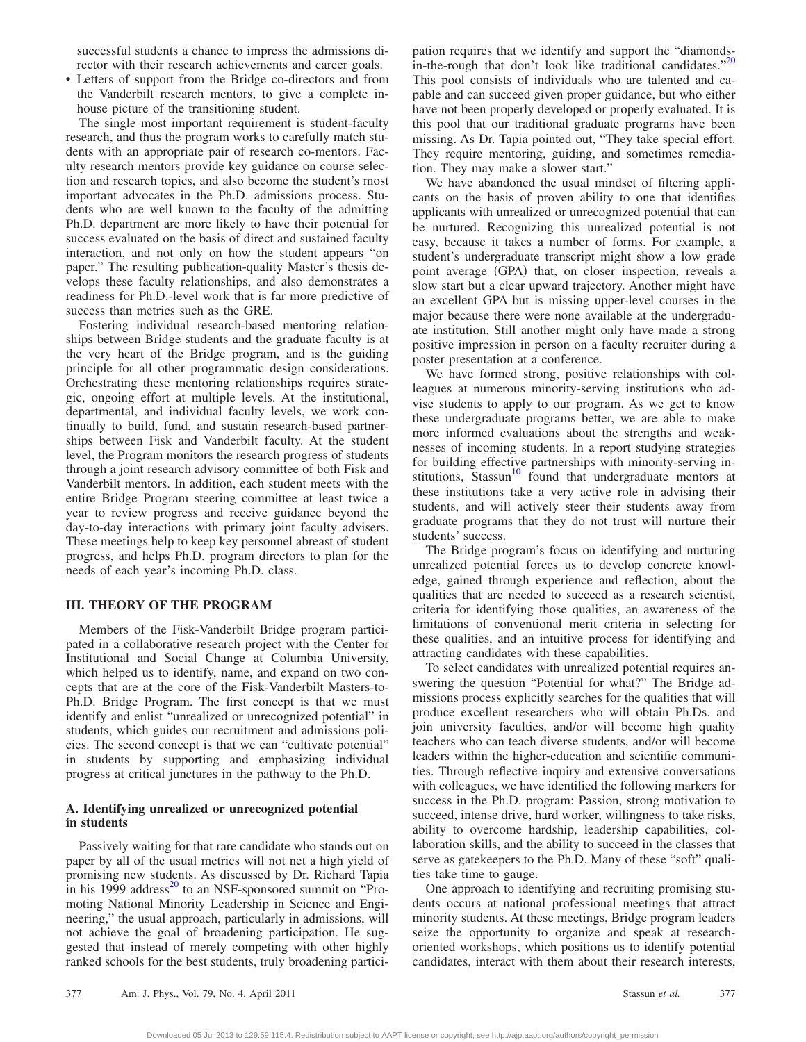successful students a chance to impress the admissions director with their research achievements and career goals.

- Letters of support from the Bridge co-directors and from the Vanderbilt research mentors, to give a complete in-house picture of the transitioning student.

The single most important requirement is student-faculty research, and thus the program works to carefully match students with an appropriate pair of research co-mentors. Faculty research mentors provide key guidance on course selection and research topics, and also become the student's most important advocates in the Ph.D. admissions process. Students who are well known to the faculty of the admitting Ph.D. department are more likely to have their potential for success evaluated on the basis of direct and sustained faculty interaction, and not only on how the student appears "on paper." The resulting publication-quality Master's thesis develops these faculty relationships, and also demonstrates a readiness for Ph.D.-level work that is far more predictive of success than metrics such as the GRE.

Fostering individual research-based mentoring relationships between Bridge students and the graduate faculty is at the very heart of the Bridge program, and is the guiding principle for all other programmatic design considerations. Orchestrating these mentoring relationships requires strategic, ongoing effort at multiple levels. At the institutional, departmental, and individual faculty levels, we work continually to build, fund, and sustain research-based partnerships between Fisk and Vanderbilt faculty. At the student level, the Program monitors the research progress of students through a joint research advisory committee of both Fisk and Vanderbilt mentors. In addition, each student meets with the entire Bridge Program steering committee at least twice a year to review progress and receive guidance beyond the day-to-day interactions with primary joint faculty advisers. These meetings help to keep key personnel abreast of student progress, and helps Ph.D. program directors to plan for the needs of each year's incoming Ph.D. class.

## III. THEORY OF THE PROGRAM

Members of the Fisk-Vanderbilt Bridge program participated in a collaborative research project with the Center for Institutional and Social Change at Columbia University, which helped us to identify, name, and expand on two concepts that are at the core of the Fisk-Vanderbilt Masters-to-Ph.D. Bridge Program. The first concept is that we must identify and enlist "unrealized or unrecognized potential" in students, which guides our recruitment and admissions policies. The second concept is that we can "cultivate potential" in students by supporting and emphasizing individual progress at critical junctures in the pathway to the Ph.D.

### A. Identifying unrealized or unrecognized potential in students

Passively waiting for that rare candidate who stands out on paper by all of the usual metrics will not net a high yield of promising new students. As discussed by Dr. Richard Tapia in his 1999 address[20] to an NSF-sponsored summit on "Promoting National Minority Leadership in Science and Engineering," the usual approach, particularly in admissions, will not achieve the goal of broadening participation. He suggested that instead of merely competing with other highly ranked schools for the best students, truly broadening participation requires that we identify and support the "diamonds-in-the-rough that don't look like traditional candidates."[20] This pool consists of individuals who are talented and capable and can succeed given proper guidance, but who either have not been properly developed or properly evaluated. It is this pool that our traditional graduate programs have been missing. As Dr. Tapia pointed out, "They take special effort. They require mentoring, guiding, and sometimes remediation. They may make a slower start."

We have abandoned the usual mindset of filtering applicants on the basis of proven ability to one that identifies applicants with unrealized or unrecognized potential that can be nurtured. Recognizing this unrealized potential is not easy, because it takes a number of forms. For example, a student's undergraduate transcript might show a low grade point average (GPA) that, on closer inspection, reveals a slow start but a clear upward trajectory. Another might have an excellent GPA but is missing upper-level courses in the major because there were none available at the undergraduate institution. Still another might only have made a strong positive impression in person on a faculty recruiter during a poster presentation at a conference.

We have formed strong, positive relationships with colleagues at numerous minority-serving institutions who advise students to apply to our program. As we get to know these undergraduate programs better, we are able to make more informed evaluations about the strengths and weaknesses of incoming students. In a report studying strategies for building effective partnerships with minority-serving institutions, Stassun[10] found that undergraduate mentors at these institutions take a very active role in advising their students, and will actively steer their students away from graduate programs that they do not trust will nurture their students' success.

The Bridge program's focus on identifying and nurturing unrealized potential forces us to develop concrete knowledge, gained through experience and reflection, about the qualities that are needed to succeed as a research scientist, criteria for identifying those qualities, an awareness of the limitations of conventional merit criteria in selecting for these qualities, and an intuitive process for identifying and attracting candidates with these capabilities.

To select candidates with unrealized potential requires answering the question "Potential for what?" The Bridge admissions process explicitly searches for the qualities that will produce excellent researchers who will obtain Ph.Ds. and join university faculties, and/or will become high quality teachers who can teach diverse students, and/or will become leaders within the higher-education and scientific communities. Through reflective inquiry and extensive conversations with colleagues, we have identified the following markers for success in the Ph.D. program: Passion, strong motivation to succeed, intense drive, hard worker, willingness to take risks, ability to overcome hardship, leadership capabilities, collaboration skills, and the ability to succeed in the classes that serve as gatekeepers to the Ph.D. Many of these "soft" qualities take time to gauge.

One approach to identifying and recruiting promising students occurs at national professional meetings that attract minority students. At these meetings, Bridge program leaders seize the opportunity to organize and speak at research-oriented workshops, which positions us to identify potential candidates, interact with them about their research interests,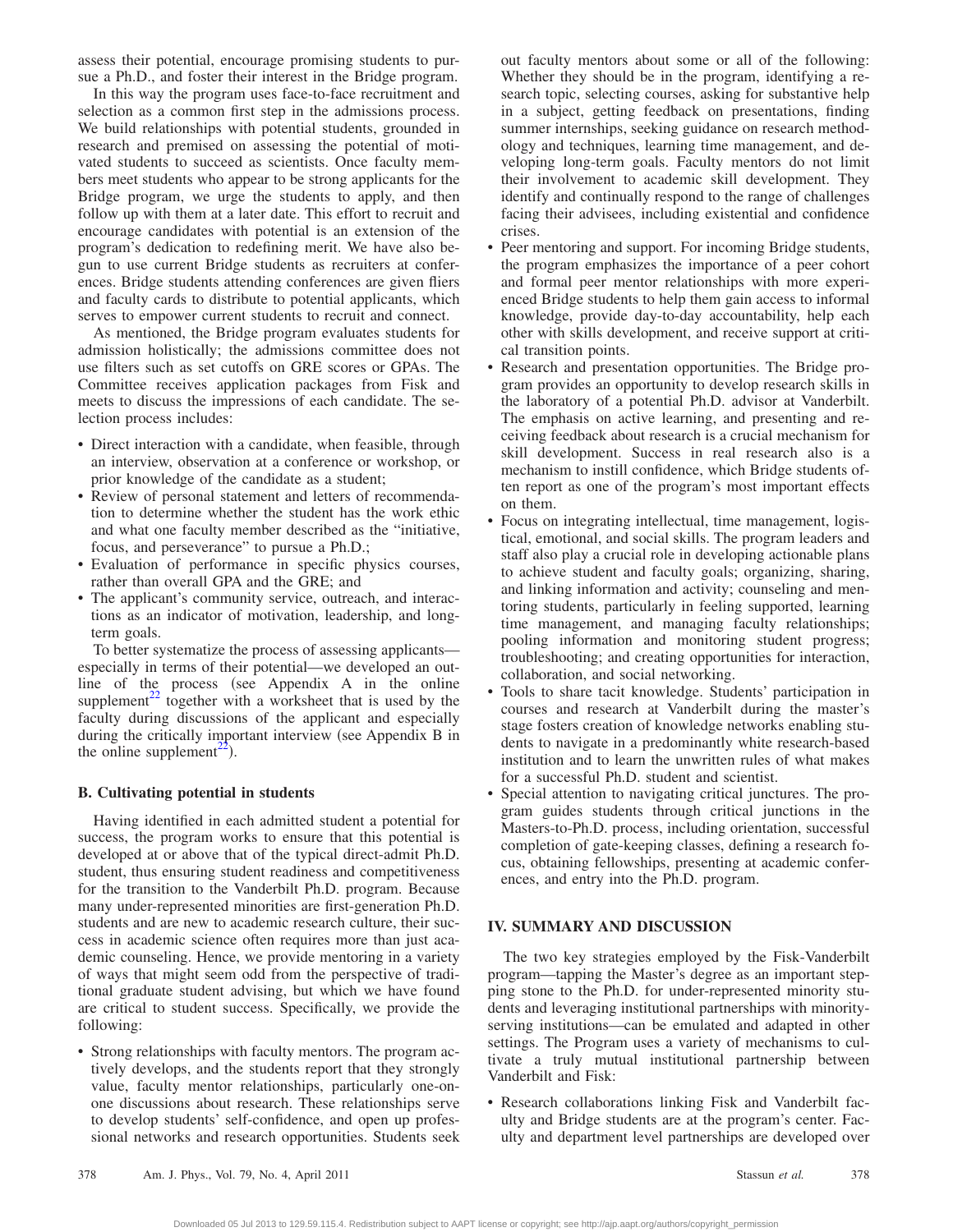assess their potential, encourage promising students to pursue a Ph.D., and foster their interest in the Bridge program.

In this way the program uses face-to-face recruitment and selection as a common first step in the admissions process. We build relationships with potential students, grounded in research and premised on assessing the potential of motivated students to succeed as scientists. Once faculty members meet students who appear to be strong applicants for the Bridge program, we urge the students to apply, and then follow up with them at a later date. This effort to recruit and encourage candidates with potential is an extension of the program's dedication to redefining merit. We have also begun to use current Bridge students as recruiters at conferences. Bridge students attending conferences are given fliers and faculty cards to distribute to potential applicants, which serves to empower current students to recruit and connect.

As mentioned, the Bridge program evaluates students for admission holistically; the admissions committee does not use filters such as set cutoffs on GRE scores or GPAs. The Committee receives application packages from Fisk and meets to discuss the impressions of each candidate. The selection process includes:

- Direct interaction with a candidate, when feasible, through an interview, observation at a conference or workshop, or prior knowledge of the candidate as a student;
- Review of personal statement and letters of recommendation to determine whether the student has the work ethic and what one faculty member described as the "initiative, focus, and perseverance" to pursue a Ph.D.;
- Evaluation of performance in specific physics courses, rather than overall GPA and the GRE; and
- The applicant's community service, outreach, and interactions as an indicator of motivation, leadership, and long-term goals.

To better systematize the process of assessing applicants—especially in terms of their potential—we developed an outline of the process (see Appendix A in the online supplement[22] together with a worksheet that is used by the faculty during discussions of the applicant and especially during the critically important interview (see Appendix B in the online supplement[22]).

### B. Cultivating potential in students

Having identified in each admitted student a potential for success, the program works to ensure that this potential is developed at or above that of the typical direct-admit Ph.D. student, thus ensuring student readiness and competitiveness for the transition to the Vanderbilt Ph.D. program. Because many under-represented minorities are first-generation Ph.D. students and are new to academic research culture, their success in academic science often requires more than just academic counseling. Hence, we provide mentoring in a variety of ways that might seem odd from the perspective of traditional graduate student advising, but which we have found are critical to student success. Specifically, we provide the following:

- Strong relationships with faculty mentors. The program actively develops, and the students report that they strongly value, faculty mentor relationships, particularly one-on-one discussions about research. These relationships serve to develop students' self-confidence, and open up professional networks and research opportunities. Students seek out faculty mentors about some or all of the following: Whether they should be in the program, identifying a research topic, selecting courses, asking for substantive help in a subject, getting feedback on presentations, finding summer internships, seeking guidance on research methodology and techniques, learning time management, and developing long-term goals. Faculty mentors do not limit their involvement to academic skill development. They identify and continually respond to the range of challenges facing their advisees, including existential and confidence crises.
- Peer mentoring and support. For incoming Bridge students, the program emphasizes the importance of a peer cohort and formal peer mentor relationships with more experienced Bridge students to help them gain access to informal knowledge, provide day-to-day accountability, help each other with skills development, and receive support at critical transition points.
- Research and presentation opportunities. The Bridge program provides an opportunity to develop research skills in the laboratory of a potential Ph.D. advisor at Vanderbilt. The emphasis on active learning, and presenting and receiving feedback about research is a crucial mechanism for skill development. Success in real research also is a mechanism to instill confidence, which Bridge students often report as one of the program's most important effects on them.
- Focus on integrating intellectual, time management, logistical, emotional, and social skills. The program leaders and staff also play a crucial role in developing actionable plans to achieve student and faculty goals; organizing, sharing, and linking information and activity; counseling and mentoring students, particularly in feeling supported, learning time management, and managing faculty relationships; pooling information and monitoring student progress; troubleshooting; and creating opportunities for interaction, collaboration, and social networking.
- Tools to share tacit knowledge. Students' participation in courses and research at Vanderbilt during the master's stage fosters creation of knowledge networks enabling students to navigate in a predominantly white research-based institution and to learn the unwritten rules of what makes for a successful Ph.D. student and scientist.
- Special attention to navigating critical junctures. The program guides students through critical junctions in the Masters-to-Ph.D. process, including orientation, successful completion of gate-keeping classes, defining a research focus, obtaining fellowships, presenting at academic conferences, and entry into the Ph.D. program.

## IV. SUMMARY AND DISCUSSION

The two key strategies employed by the Fisk-Vanderbilt program—tapping the Master's degree as an important stepping stone to the Ph.D. for under-represented minority students and leveraging institutional partnerships with minority-serving institutions—can be emulated and adapted in other settings. The Program uses a variety of mechanisms to cultivate a truly mutual institutional partnership between Vanderbilt and Fisk:

- Research collaborations linking Fisk and Vanderbilt faculty and Bridge students are at the program's center. Faculty and department level partnerships are developed over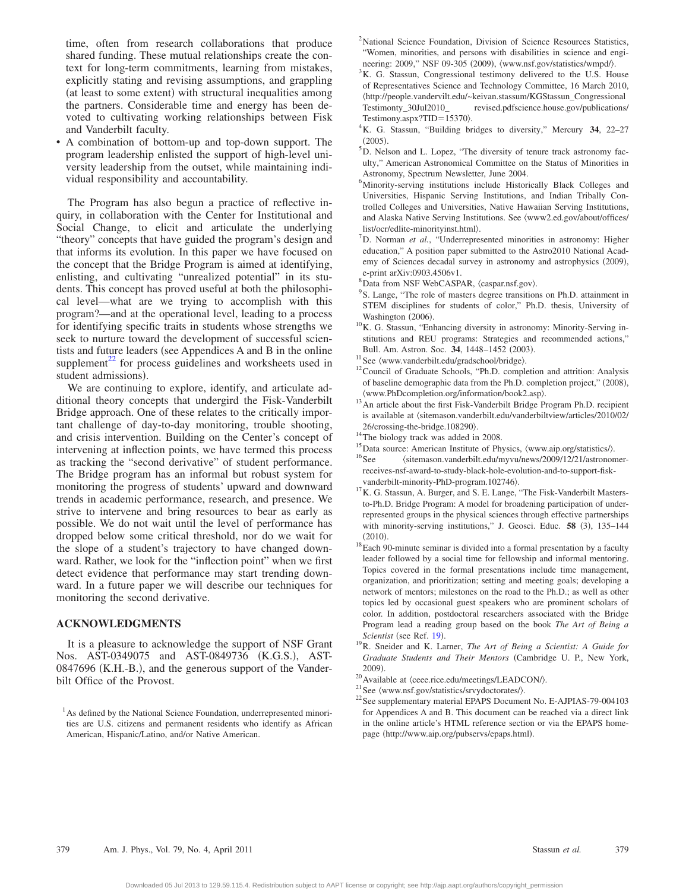time, often from research collaborations that produce shared funding. These mutual relationships create the context for long-term commitments, learning from mistakes, explicitly stating and revising assumptions, and grappling (at least to some extent) with structural inequalities among the partners. Considerable time and energy has been devoted to cultivating working relationships between Fisk and Vanderbilt faculty.

- A combination of bottom-up and top-down support. The program leadership enlisted the support of high-level university leadership from the outset, while maintaining individual responsibility and accountability.

The Program has also begun a practice of reflective inquiry, in collaboration with the Center for Institutional and Social Change, to elicit and articulate the underlying "theory" concepts that have guided the program's design and that informs its evolution. In this paper we have focused on the concept that the Bridge Program is aimed at identifying, enlisting, and cultivating "unrealized potential" in its students. This concept has proved useful at both the philosophical level—what are we trying to accomplish with this program?—and at the operational level, leading to a process for identifying specific traits in students whose strengths we seek to nurture toward the development of successful scientists and future leaders (see Appendices A and B in the online supplement[22] for process guidelines and worksheets used in student admissions).

We are continuing to explore, identify, and articulate additional theory concepts that undergird the Fisk-Vanderbilt Bridge approach. One of these relates to the critically important challenge of day-to-day monitoring, trouble shooting, and crisis intervention. Building on the Center's concept of intervening at inflection points, we have termed this process as tracking the "second derivative" of student performance. The Bridge program has an informal but robust system for monitoring the progress of students' upward and downward trends in academic performance, research, and presence. We strive to intervene and bring resources to bear as early as possible. We do not wait until the level of performance has dropped below some critical threshold, nor do we wait for the slope of a student's trajectory to have changed downward. Rather, we look for the "inflection point" when we first detect evidence that performance may start trending downward. In a future paper we will describe our techniques for monitoring the second derivative.

## ACKNOWLEDGMENTS

It is a pleasure to acknowledge the support of NSF Grant Nos. AST-0349075 and AST-0849736 (K.G.S.), AST-0847696 (K.H.-B.), and the generous support of the Vanderbilt Office of the Provost.

[1] As defined by the National Science Foundation, underrepresented minorities are U.S. citizens and permanent residents who identify as African American, Hispanic/Latino, and/or Native American.

[2] National Science Foundation, Division of Science Resources Statistics, "Women, minorities, and persons with disabilities in science and engineering: 2009," NSF 09-305 (2009), ⟨www.nsf.gov/statistics/wmpd/⟩.

[3] K. G. Stassun, Congressional testimony delivered to the U.S. House of Representatives Science and Technology Committee, 16 March 2010, ⟨http://people.vanderbilt.edu/~keivan.stassun/KGStassun_Congressional Testimonty_30Jul2010_ revised.pdfscience.house.gov/publications/Testimony.aspx?TID=15370⟩.

[4] K. G. Stassun, "Building bridges to diversity," Mercury **34**, 22–27 (2005).

[5] D. Nelson and L. Lopez, "The diversity of tenure track astronomy faculty," American Astronomical Committee on the Status of Minorities in Astronomy, Spectrum Newsletter, June 2004.

[6] Minority-serving institutions include Historically Black Colleges and Universities, Hispanic Serving Institutions, and Indian Tribally Controlled Colleges and Universities, Native Hawaiian Serving Institutions, and Alaska Native Serving Institutions. See ⟨www2.ed.gov/about/offices/list/ocr/edlite-minorityinst.html⟩.

[7] D. Norman *et al.*, "Underrepresented minorities in astronomy: Higher education," A position paper submitted to the Astro2010 National Academy of Sciences decadal survey in astronomy and astrophysics (2009), e-print arXiv:0903.4506v1.

[8] Data from NSF WebCASPAR, ⟨caspar.nsf.gov⟩.

[9] S. Lange, "The role of masters degree transitions on Ph.D. attainment in STEM disciplines for students of color," Ph.D. thesis, University of Washington (2006).

[10] K. G. Stassun, "Enhancing diversity in astronomy: Minority-Serving institutions and REU programs: Strategies and recommended actions," Bull. Am. Astron. Soc. **34**, 1448–1452 (2003).

[11] See ⟨www.vanderbilt.edu/gradschool/bridge⟩.

[12] Council of Graduate Schools, "Ph.D. completion and attrition: Analysis of baseline demographic data from the Ph.D. completion project," (2008), ⟨www.PhDcompletion.org/information/book2.asp⟩.

[13] An article about the first Fisk-Vanderbilt Bridge Program Ph.D. recipient is available at ⟨sitemason.vanderbilt.edu/vanderbiltview/articles/2010/02/26/crossing-the-bridge.108290⟩.

[14] The biology track was added in 2008.

[15] Data source: American Institute of Physics, ⟨www.aip.org/statistics/⟩.

[16] See ⟨sitemason.vanderbilt.edu/myvu/news/2009/12/21/astronomer-receives-nsf-award-to-study-black-hole-evolution-and-to-support-fisk-vanderbilt-minority-PhD-program.102746⟩.

[17] K. G. Stassun, A. Burger, and S. E. Lange, "The Fisk-Vanderbilt Masters-to-Ph.D. Bridge Program: A model for broadening participation of underrepresented groups in the physical sciences through effective partnerships with minority-serving institutions," J. Geosci. Educ. **58** (3), 135–144 (2010).

[18] Each 90-minute seminar is divided into a formal presentation by a faculty leader followed by a social time for fellowship and informal mentoring. Topics covered in the formal presentations include time management, organization, and prioritization; setting and meeting goals; developing a network of mentors; milestones on the road to the Ph.D.; as well as other topics led by occasional guest speakers who are prominent scholars of color. In addition, postdoctoral researchers associated with the Bridge Program lead a reading group based on the book *The Art of Being a Scientist* (see Ref. 19).

[19] R. Sneider and K. Larner, *The Art of Being a Scientist: A Guide for Graduate Students and Their Mentors* (Cambridge U. P., New York, 2009).

[20] Available at ⟨ceee.rice.edu/meetings/LEADCON/⟩.

[21] See ⟨www.nsf.gov/statistics/srvydoctorates/⟩.

[22] See supplementary material EPAPS Document No. E-AJPIAS-79-004103 for Appendices A and B. This document can be reached via a direct link in the online article's HTML reference section or via the EPAPS homepage (http://www.aip.org/pubservs/epaps.html).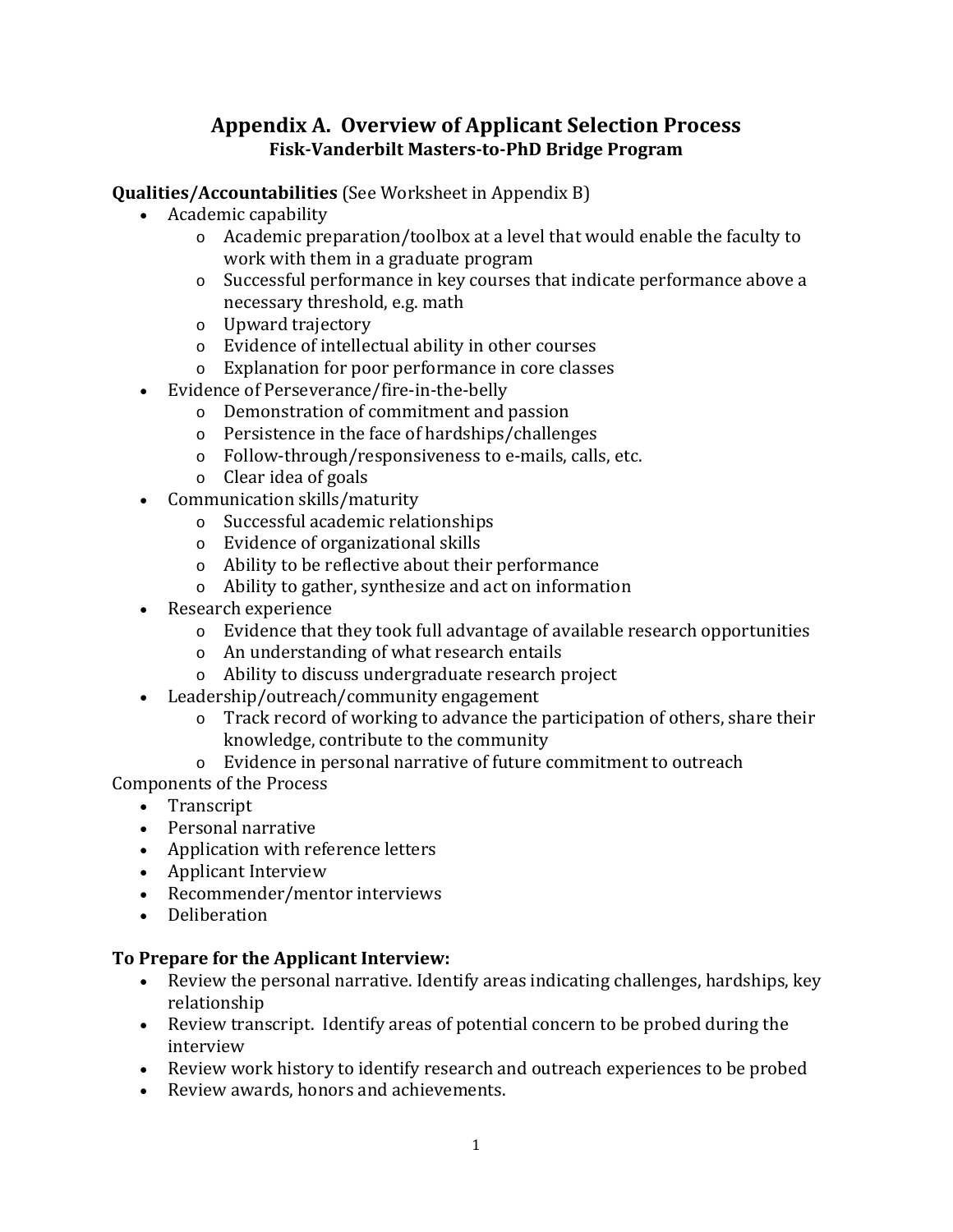# Appendix A. Overview of Applicant Selection Process

## Fisk-Vanderbilt Masters-to-PhD Bridge Program

**Qualities/Accountabilities** (See Worksheet in Appendix B)

- Academic capability
  - Academic preparation/toolbox at a level that would enable the faculty to work with them in a graduate program
  - Successful performance in key courses that indicate performance above a necessary threshold, e.g. math
  - Upward trajectory
  - Evidence of intellectual ability in other courses
  - Explanation for poor performance in core classes
- Evidence of Perseverance/fire-in-the-belly
  - Demonstration of commitment and passion
  - Persistence in the face of hardships/challenges
  - Follow-through/responsiveness to e-mails, calls, etc.
  - Clear idea of goals
- Communication skills/maturity
  - Successful academic relationships
  - Evidence of organizational skills
  - Ability to be reflective about their performance
  - Ability to gather, synthesize and act on information
- Research experience
  - Evidence that they took full advantage of available research opportunities
  - An understanding of what research entails
  - Ability to discuss undergraduate research project
- Leadership/outreach/community engagement
  - Track record of working to advance the participation of others, share their knowledge, contribute to the community
  - Evidence in personal narrative of future commitment to outreach

Components of the Process

- Transcript
- Personal narrative
- Application with reference letters
- Applicant Interview
- Recommender/mentor interviews
- Deliberation

**To Prepare for the Applicant Interview:**

- Review the personal narrative. Identify areas indicating challenges, hardships, key relationship
- Review transcript. Identify areas of potential concern to be probed during the interview
- Review work history to identify research and outreach experiences to be probed
- Review awards, honors and achievements.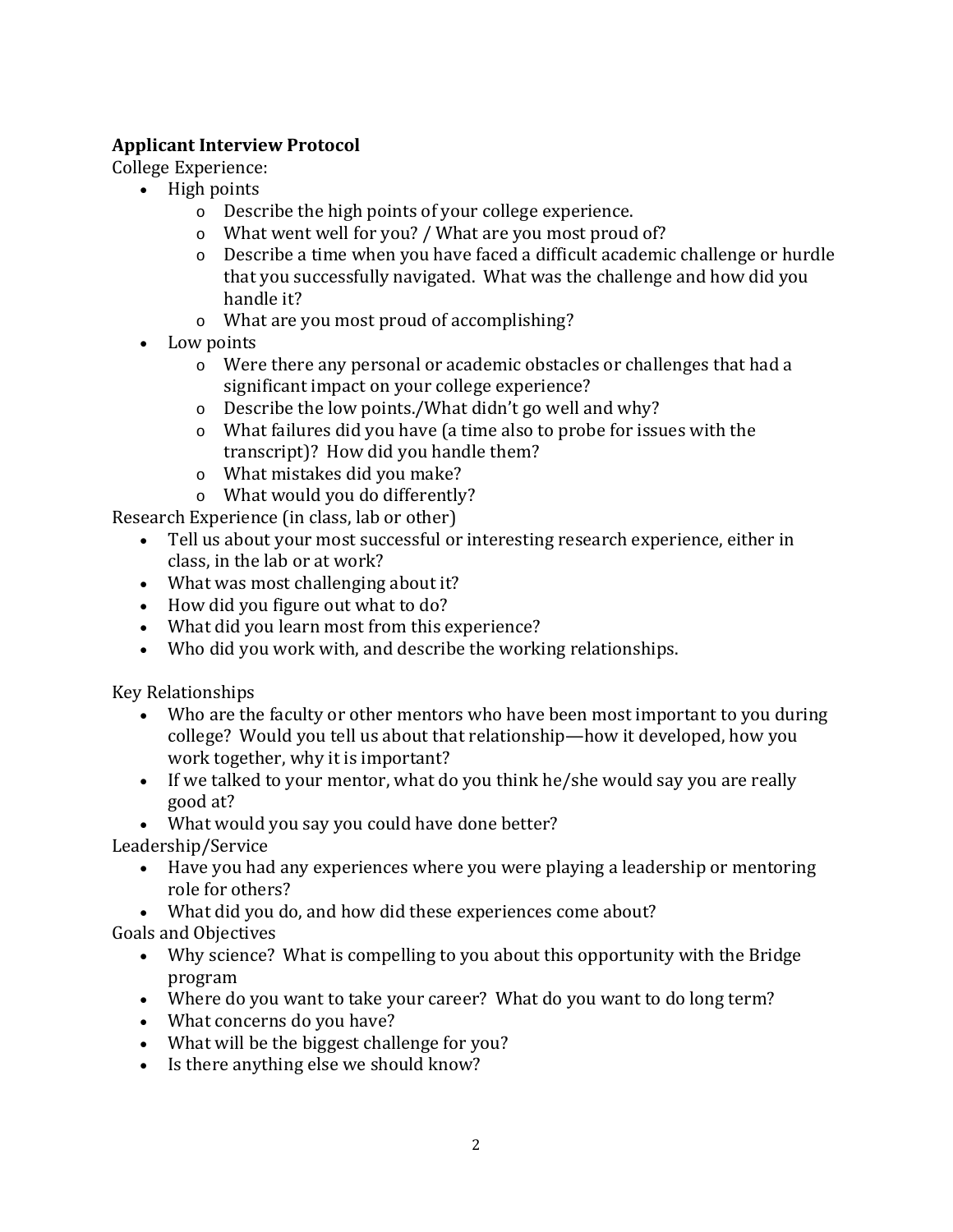**Applicant Interview Protocol**

College Experience:

- High points
  - Describe the high points of your college experience.
  - What went well for you? / What are you most proud of?
  - Describe a time when you have faced a difficult academic challenge or hurdle that you successfully navigated. What was the challenge and how did you handle it?
  - What are you most proud of accomplishing?
- Low points
  - Were there any personal or academic obstacles or challenges that had a significant impact on your college experience?
  - Describe the low points./What didn't go well and why?
  - What failures did you have (a time also to probe for issues with the transcript)? How did you handle them?
  - What mistakes did you make?
  - What would you do differently?

Research Experience (in class, lab or other)

- Tell us about your most successful or interesting research experience, either in class, in the lab or at work?
- What was most challenging about it?
- How did you figure out what to do?
- What did you learn most from this experience?
- Who did you work with, and describe the working relationships.

Key Relationships

- Who are the faculty or other mentors who have been most important to you during college? Would you tell us about that relationship—how it developed, how you work together, why it is important?
- If we talked to your mentor, what do you think he/she would say you are really good at?
- What would you say you could have done better?

Leadership/Service

- Have you had any experiences where you were playing a leadership or mentoring role for others?
- What did you do, and how did these experiences come about?

Goals and Objectives

- Why science? What is compelling to you about this opportunity with the Bridge program
- Where do you want to take your career? What do you want to do long term?
- What concerns do you have?
- What will be the biggest challenge for you?
- Is there anything else we should know?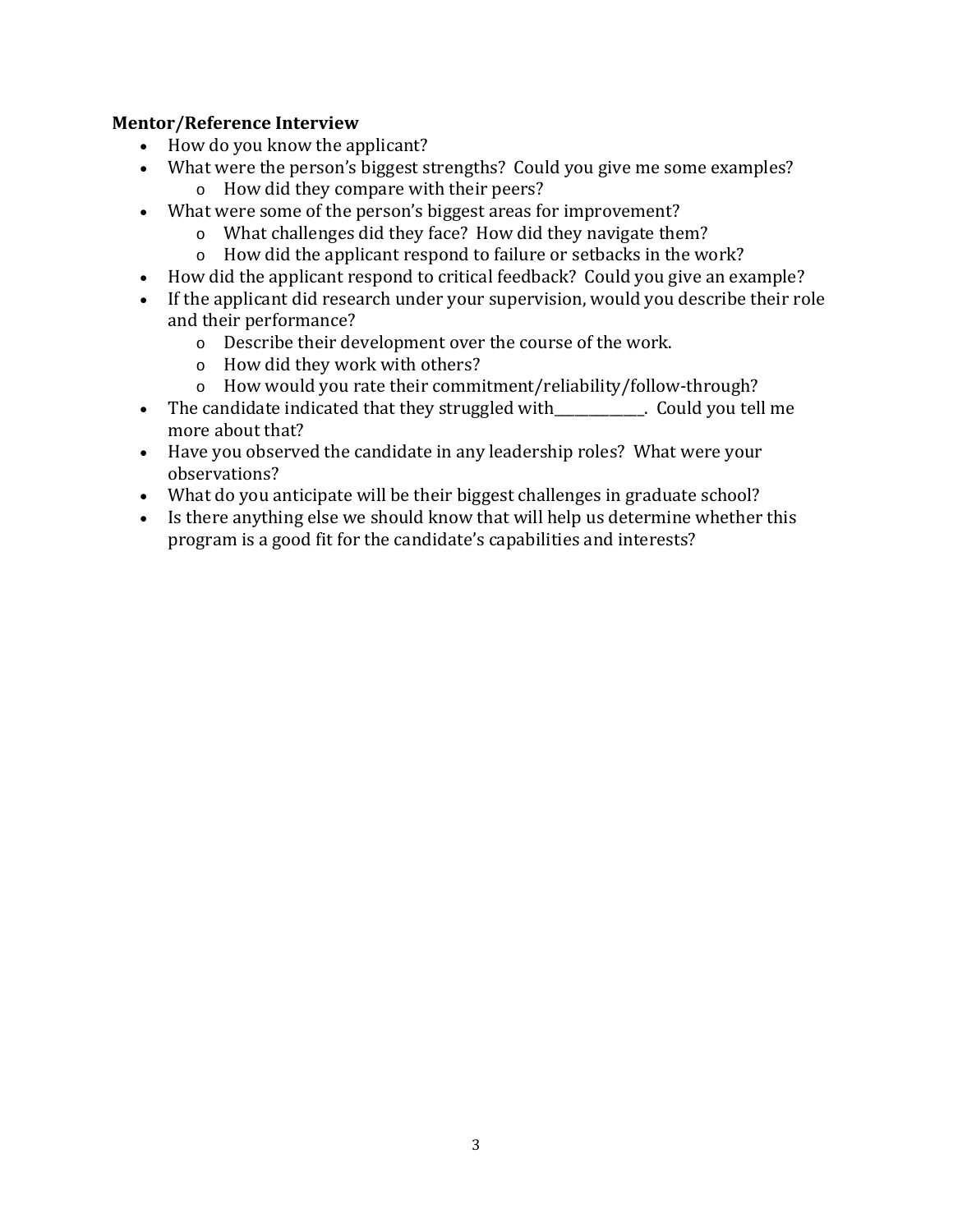**Mentor/Reference Interview**

- How do you know the applicant?
- What were the person's biggest strengths? Could you give me some examples?
  - How did they compare with their peers?
- What were some of the person's biggest areas for improvement?
  - What challenges did they face? How did they navigate them?
  - How did the applicant respond to failure or setbacks in the work?
- How did the applicant respond to critical feedback? Could you give an example?
- If the applicant did research under your supervision, would you describe their role and their performance?
  - Describe their development over the course of the work.
  - How did they work with others?
  - How would you rate their commitment/reliability/follow-through?
- The candidate indicated that they struggled with_____________. Could you tell me more about that?
- Have you observed the candidate in any leadership roles? What were your observations?
- What do you anticipate will be their biggest challenges in graduate school?
- Is there anything else we should know that will help us determine whether this program is a good fit for the candidate's capabilities and interests?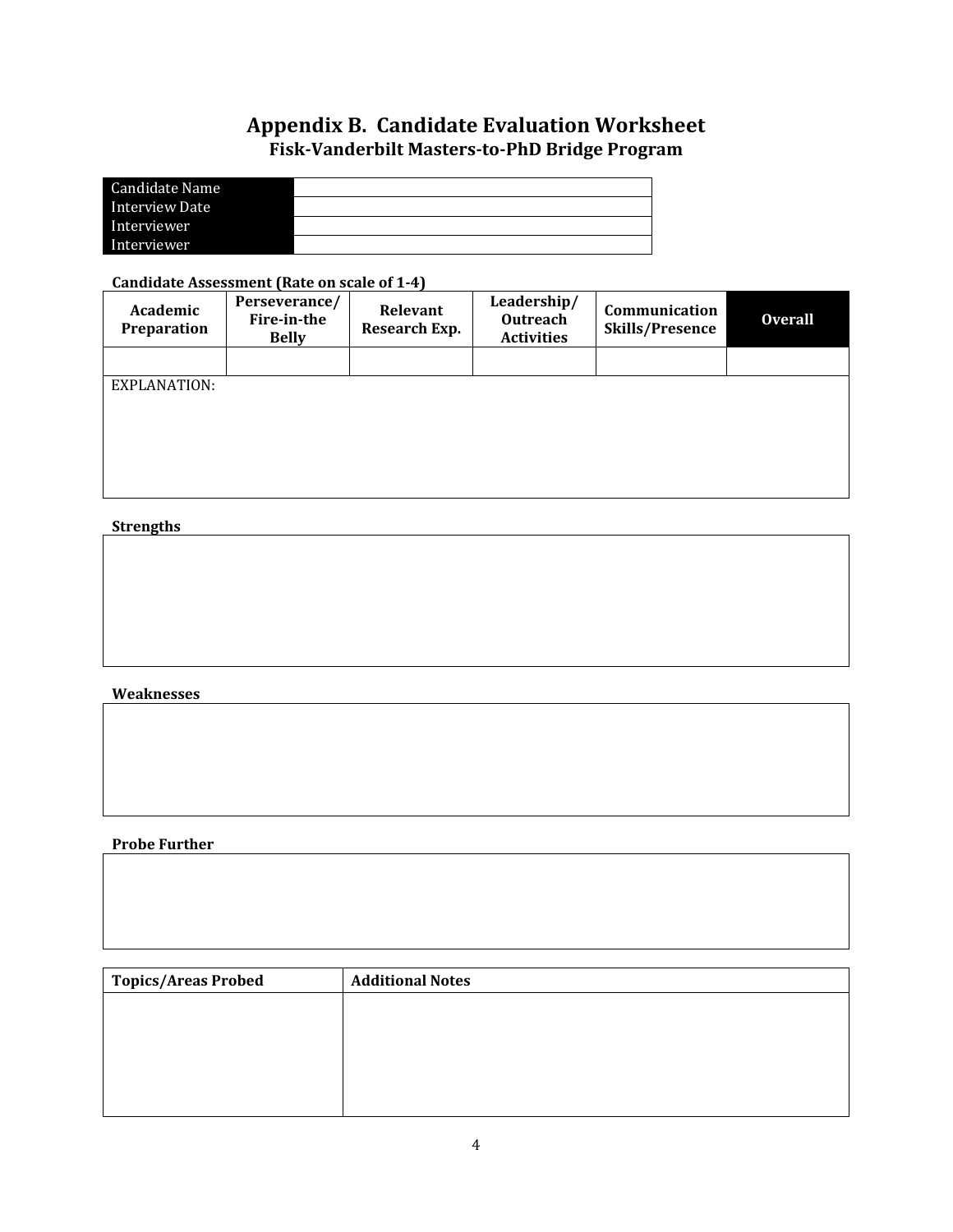# Appendix B. Candidate Evaluation Worksheet

## Fisk-Vanderbilt Masters-to-PhD Bridge Program

| Candidate Name | |
|---|---|
| Interview Date | |
| Interviewer | |
| Interviewer | |

**Candidate Assessment (Rate on scale of 1-4)**

| Academic Preparation | Perseverance/ Fire-in-the Belly | Relevant Research Exp. | Leadership/ Outreach Activities | Communication Skills/Presence | Overall |
|---|---|---|---|---|---|
| | | | | | |
| EXPLANATION: | | | | | |

**Strengths**

**Weaknesses**

**Probe Further**

| Topics/Areas Probed | Additional Notes |
|---|---|
| | |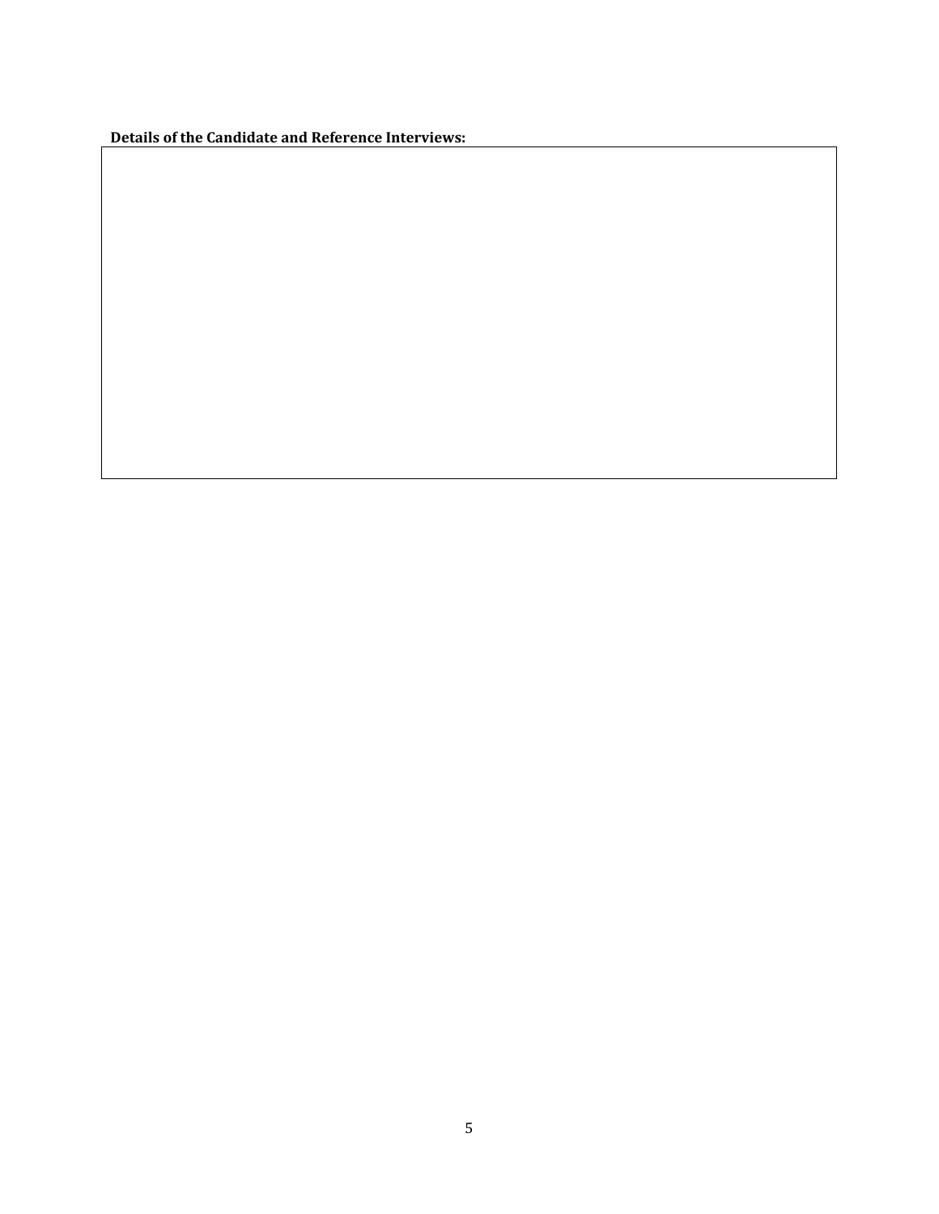**Details of the Candidate and Reference Interviews:**

| |
|---|
| |